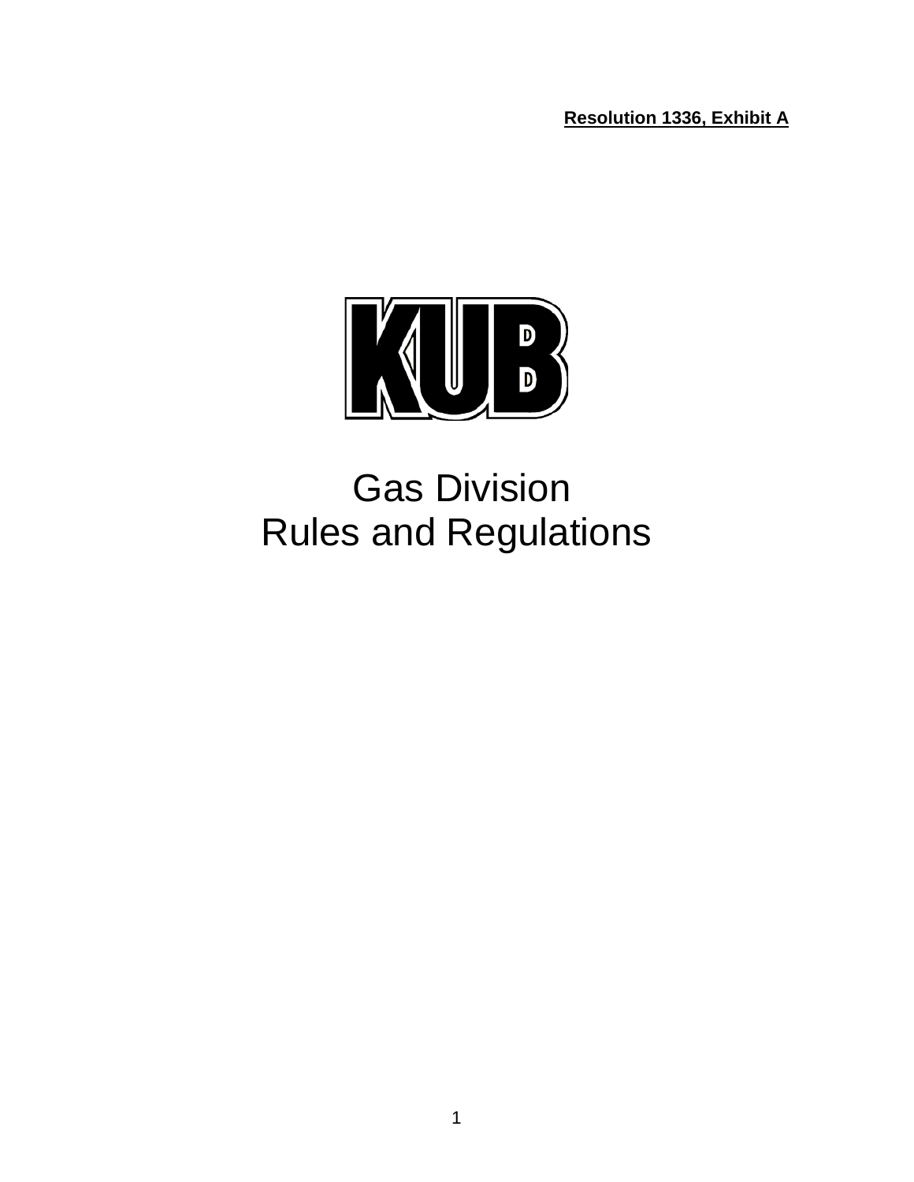**Resolution 1336, Exhibit A**

# Gas Division Rules and Regulations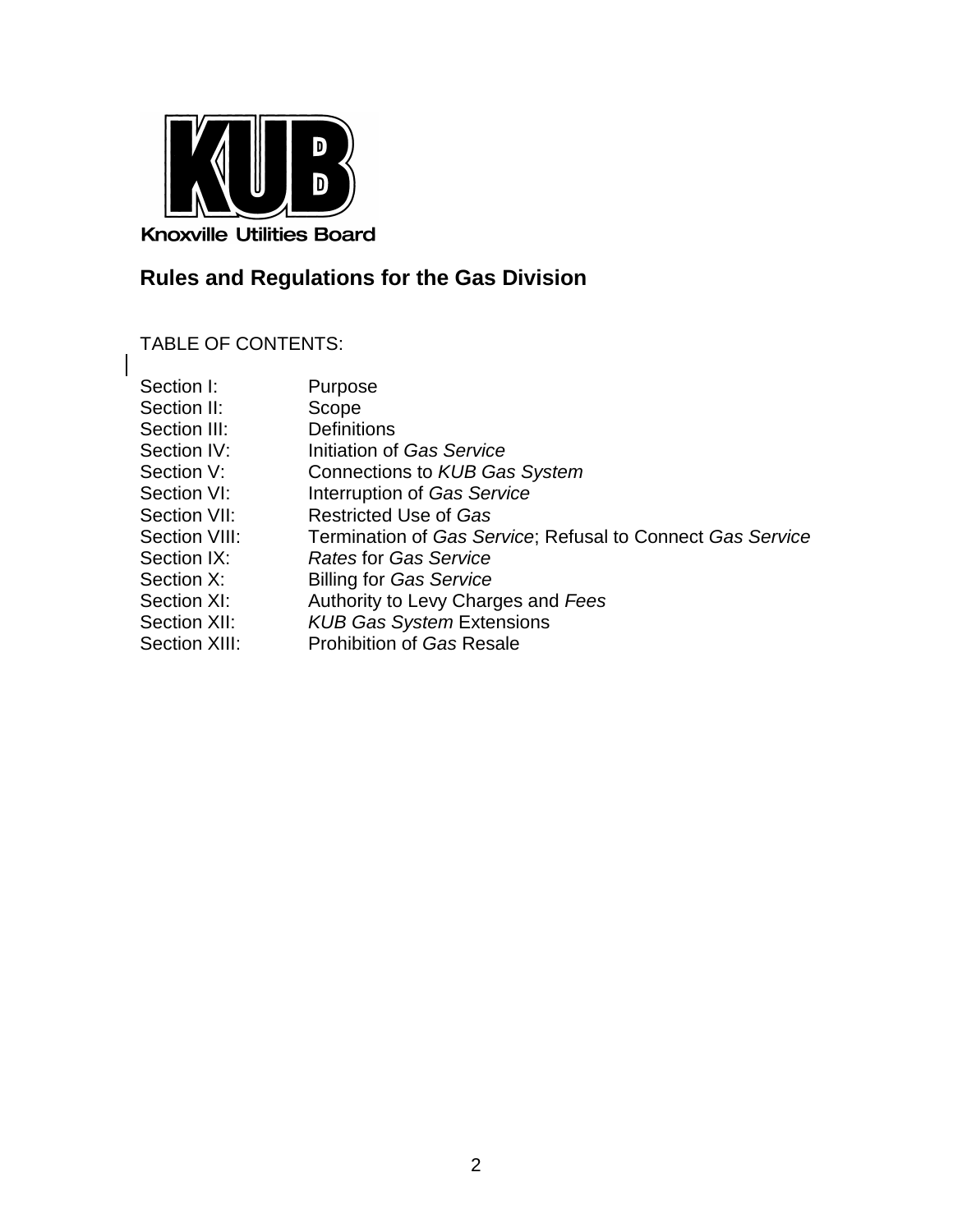Knoxville Utilities Board

## Rules and Regulations for the Gas Division

TABLE OF CONTENTS:

| | |
|---|---|
| Section I: | Purpose |
| Section II: | Scope |
| Section III: | Definitions |
| Section IV: | Initiation of *Gas Service* |
| Section V: | Connections to *KUB Gas System* |
| Section VI: | Interruption of *Gas Service* |
| Section VII: | Restricted Use of *Gas* |
| Section VIII: | Termination of *Gas Service*; Refusal to Connect *Gas Service* |
| Section IX: | *Rates* for *Gas Service* |
| Section X: | Billing for *Gas Service* |
| Section XI: | Authority to Levy Charges and *Fees* |
| Section XII: | *KUB Gas System* Extensions |
| Section XIII: | Prohibition of *Gas* Resale |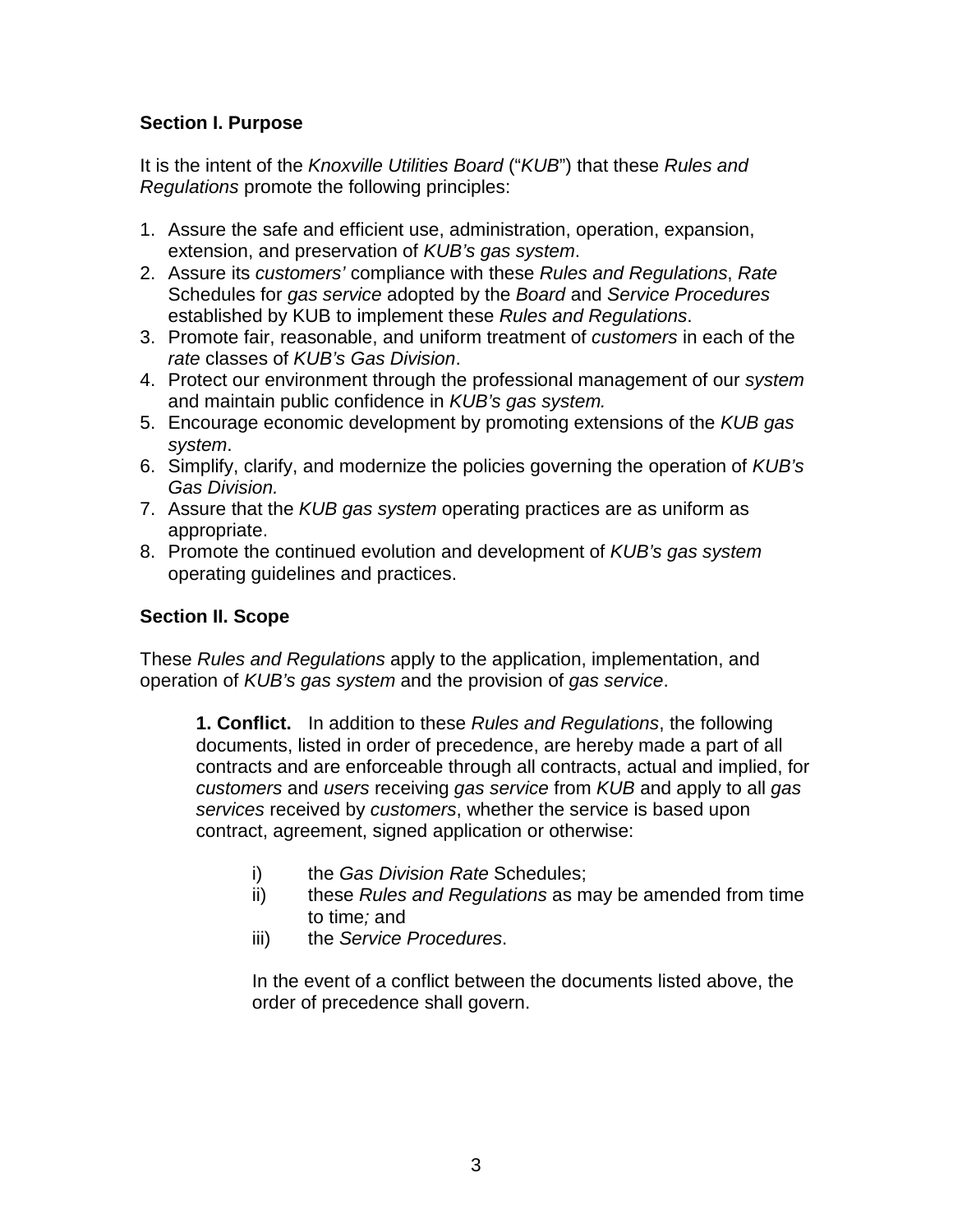**Section I. Purpose**

It is the intent of the *Knoxville Utilities Board* ("*KUB*") that these *Rules and Regulations* promote the following principles:

1. Assure the safe and efficient use, administration, operation, expansion, extension, and preservation of *KUB's gas system*.
2. Assure its *customers'* compliance with these *Rules and Regulations*, *Rate* Schedules for *gas service* adopted by the *Board* and *Service Procedures* established by KUB to implement these *Rules and Regulations*.
3. Promote fair, reasonable, and uniform treatment of *customers* in each of the *rate* classes of *KUB's Gas Division*.
4. Protect our environment through the professional management of our *system* and maintain public confidence in *KUB's gas system.*
5. Encourage economic development by promoting extensions of the *KUB gas system*.
6. Simplify, clarify, and modernize the policies governing the operation of *KUB's Gas Division.*
7. Assure that the *KUB gas system* operating practices are as uniform as appropriate.
8. Promote the continued evolution and development of *KUB's gas system* operating guidelines and practices.

**Section II. Scope**

These *Rules and Regulations* apply to the application, implementation, and operation of *KUB's gas system* and the provision of *gas service*.

**1. Conflict.** In addition to these *Rules and Regulations*, the following documents, listed in order of precedence, are hereby made a part of all contracts and are enforceable through all contracts, actual and implied, for *customers* and *users* receiving *gas service* from *KUB* and apply to all *gas services* received by *customers*, whether the service is based upon contract, agreement, signed application or otherwise:

i) the *Gas Division Rate* Schedules;
ii) these *Rules and Regulations* as may be amended from time to time*;* and
iii) the *Service Procedures*.

In the event of a conflict between the documents listed above, the order of precedence shall govern.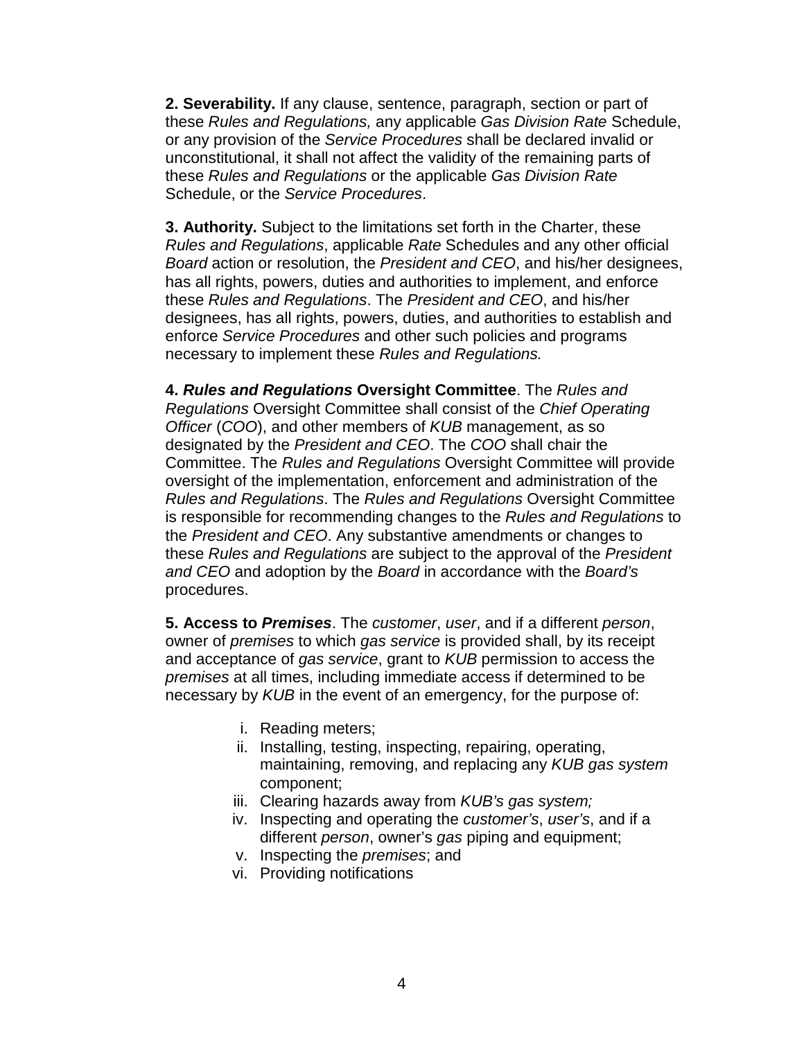**2. Severability.** If any clause, sentence, paragraph, section or part of these *Rules and Regulations,* any applicable *Gas Division Rate* Schedule, or any provision of the *Service Procedures* shall be declared invalid or unconstitutional, it shall not affect the validity of the remaining parts of these *Rules and Regulations* or the applicable *Gas Division Rate* Schedule, or the *Service Procedures*.

**3. Authority.** Subject to the limitations set forth in the Charter, these *Rules and Regulations*, applicable *Rate* Schedules and any other official *Board* action or resolution, the *President and CEO*, and his/her designees, has all rights, powers, duties and authorities to implement, and enforce these *Rules and Regulations*. The *President and CEO*, and his/her designees, has all rights, powers, duties, and authorities to establish and enforce *Service Procedures* and other such policies and programs necessary to implement these *Rules and Regulations.*

**4. *Rules and Regulations* Oversight Committee**. The *Rules and Regulations* Oversight Committee shall consist of the *Chief Operating Officer* (*COO*), and other members of *KUB* management, as so designated by the *President and CEO*. The *COO* shall chair the Committee. The *Rules and Regulations* Oversight Committee will provide oversight of the implementation, enforcement and administration of the *Rules and Regulations*. The *Rules and Regulations* Oversight Committee is responsible for recommending changes to the *Rules and Regulations* to the *President and CEO*. Any substantive amendments or changes to these *Rules and Regulations* are subject to the approval of the *President and CEO* and adoption by the *Board* in accordance with the *Board's* procedures.

**5. Access to *Premises***. The *customer*, *user*, and if a different *person*, owner of *premises* to which *gas service* is provided shall, by its receipt and acceptance of *gas service*, grant to *KUB* permission to access the *premises* at all times, including immediate access if determined to be necessary by *KUB* in the event of an emergency, for the purpose of:

i. Reading meters;
ii. Installing, testing, inspecting, repairing, operating, maintaining, removing, and replacing any *KUB gas system* component;
iii. Clearing hazards away from *KUB's gas system;*
iv. Inspecting and operating the *customer's*, *user's*, and if a different *person*, owner's *gas* piping and equipment;
v. Inspecting the *premises*; and
vi. Providing notifications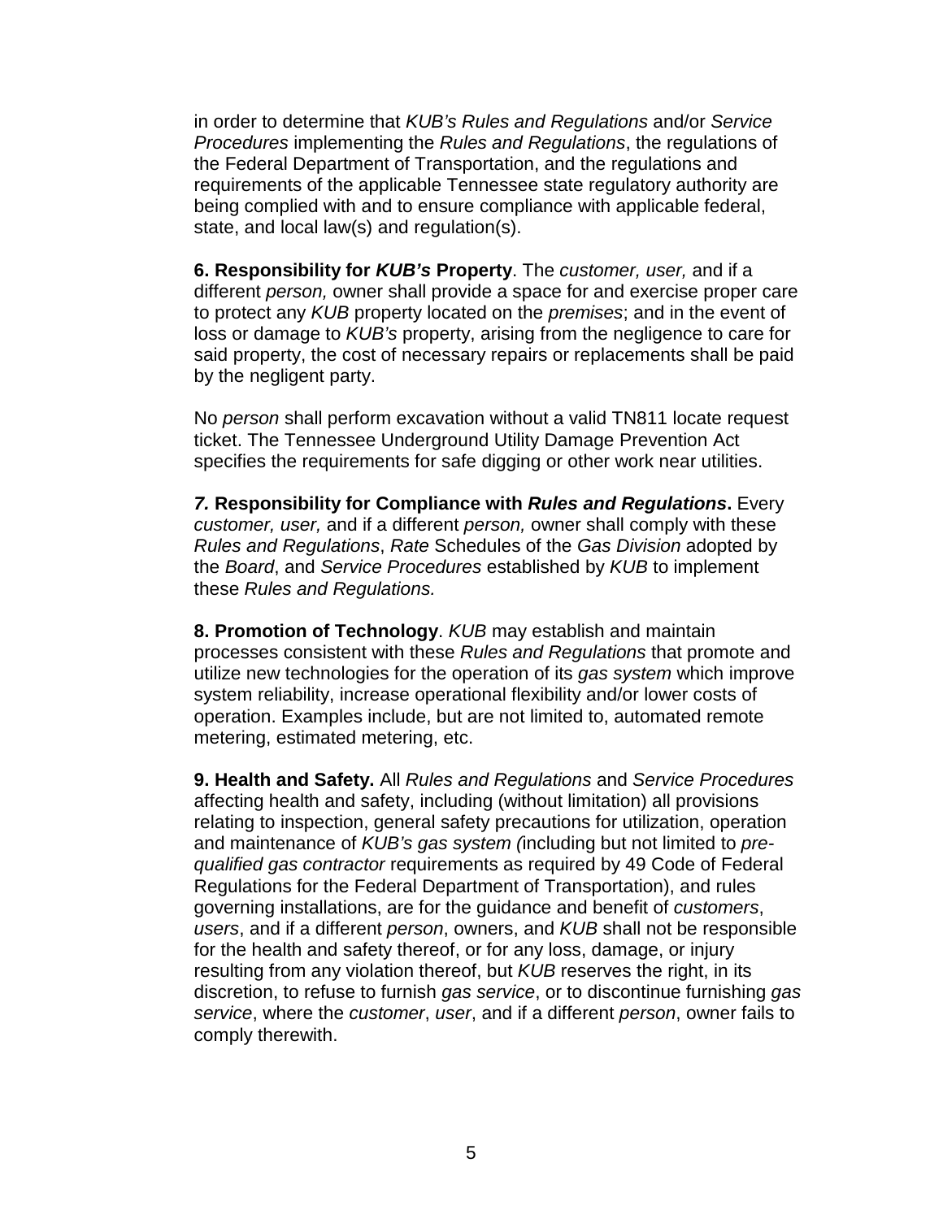in order to determine that *KUB's Rules and Regulations* and/or *Service Procedures* implementing the *Rules and Regulations*, the regulations of the Federal Department of Transportation, and the regulations and requirements of the applicable Tennessee state regulatory authority are being complied with and to ensure compliance with applicable federal, state, and local law(s) and regulation(s).

**6. Responsibility for *KUB's* Property**. The *customer, user,* and if a different *person,* owner shall provide a space for and exercise proper care to protect any *KUB* property located on the *premises*; and in the event of loss or damage to *KUB's* property, arising from the negligence to care for said property, the cost of necessary repairs or replacements shall be paid by the negligent party.

No *person* shall perform excavation without a valid TN811 locate request ticket. The Tennessee Underground Utility Damage Prevention Act specifies the requirements for safe digging or other work near utilities.

***7.* Responsibility for Compliance with *Rules and Regulations*.** Every *customer, user,* and if a different *person,* owner shall comply with these *Rules and Regulations*, *Rate* Schedules of the *Gas Division* adopted by the *Board*, and *Service Procedures* established by *KUB* to implement these *Rules and Regulations.*

**8. Promotion of Technology**. *KUB* may establish and maintain processes consistent with these *Rules and Regulations* that promote and utilize new technologies for the operation of its *gas system* which improve system reliability, increase operational flexibility and/or lower costs of operation. Examples include, but are not limited to, automated remote metering, estimated metering, etc.

**9. Health and Safety.** All *Rules and Regulations* and *Service Procedures* affecting health and safety, including (without limitation) all provisions relating to inspection, general safety precautions for utilization, operation and maintenance of *KUB's gas system (*including but not limited to *pre-qualified gas contractor* requirements as required by 49 Code of Federal Regulations for the Federal Department of Transportation), and rules governing installations, are for the guidance and benefit of *customers*, *users*, and if a different *person*, owners, and *KUB* shall not be responsible for the health and safety thereof, or for any loss, damage, or injury resulting from any violation thereof, but *KUB* reserves the right, in its discretion, to refuse to furnish *gas service*, or to discontinue furnishing *gas service*, where the *customer*, *user*, and if a different *person*, owner fails to comply therewith.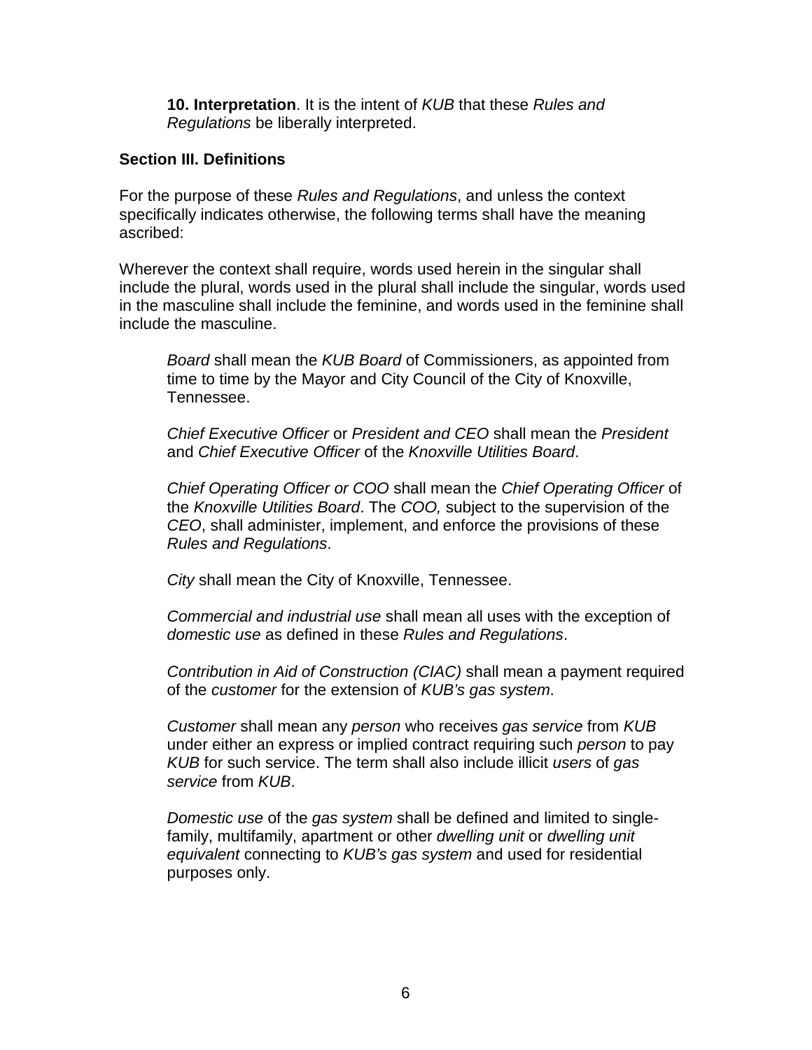**10. Interpretation**. It is the intent of *KUB* that these *Rules and Regulations* be liberally interpreted.

## Section III. Definitions

For the purpose of these *Rules and Regulations*, and unless the context specifically indicates otherwise, the following terms shall have the meaning ascribed:

Wherever the context shall require, words used herein in the singular shall include the plural, words used in the plural shall include the singular, words used in the masculine shall include the feminine, and words used in the feminine shall include the masculine.

*Board* shall mean the *KUB Board* of Commissioners, as appointed from time to time by the Mayor and City Council of the City of Knoxville, Tennessee.

*Chief Executive Officer* or *President and CEO* shall mean the *President* and *Chief Executive Officer* of the *Knoxville Utilities Board*.

*Chief Operating Officer or COO* shall mean the *Chief Operating Officer* of the *Knoxville Utilities Board*. The *COO,* subject to the supervision of the *CEO*, shall administer, implement, and enforce the provisions of these *Rules and Regulations*.

*City* shall mean the City of Knoxville, Tennessee.

*Commercial and industrial use* shall mean all uses with the exception of *domestic use* as defined in these *Rules and Regulations*.

*Contribution in Aid of Construction (CIAC)* shall mean a payment required of the *customer* for the extension of *KUB's gas system*.

*Customer* shall mean any *person* who receives *gas service* from *KUB* under either an express or implied contract requiring such *person* to pay *KUB* for such service. The term shall also include illicit *users* of *gas service* from *KUB*.

*Domestic use* of the *gas system* shall be defined and limited to single-family, multifamily, apartment or other *dwelling unit* or *dwelling unit equivalent* connecting to *KUB's gas system* and used for residential purposes only.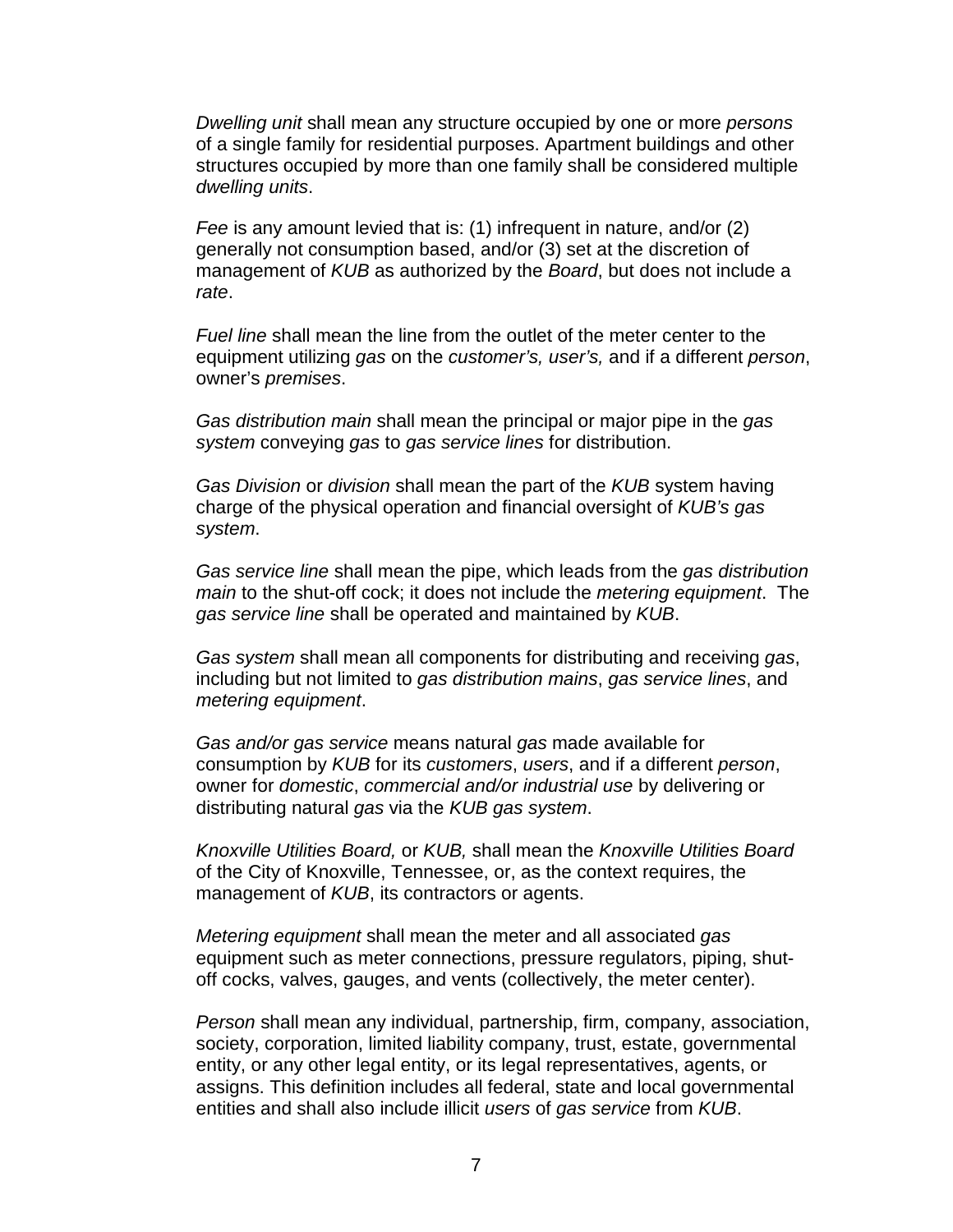*Dwelling unit* shall mean any structure occupied by one or more *persons* of a single family for residential purposes. Apartment buildings and other structures occupied by more than one family shall be considered multiple *dwelling units*.

*Fee* is any amount levied that is: (1) infrequent in nature, and/or (2) generally not consumption based, and/or (3) set at the discretion of management of *KUB* as authorized by the *Board*, but does not include a *rate*.

*Fuel line* shall mean the line from the outlet of the meter center to the equipment utilizing *gas* on the *customer's, user's,* and if a different *person*, owner's *premises*.

*Gas distribution main* shall mean the principal or major pipe in the *gas system* conveying *gas* to *gas service lines* for distribution.

*Gas Division* or *division* shall mean the part of the *KUB* system having charge of the physical operation and financial oversight of *KUB's gas system*.

*Gas service line* shall mean the pipe, which leads from the *gas distribution main* to the shut-off cock; it does not include the *metering equipment*. The *gas service line* shall be operated and maintained by *KUB*.

*Gas system* shall mean all components for distributing and receiving *gas*, including but not limited to *gas distribution mains*, *gas service lines*, and *metering equipment*.

*Gas and/or gas service* means natural *gas* made available for consumption by *KUB* for its *customers*, *users*, and if a different *person*, owner for *domestic*, *commercial and/or industrial use* by delivering or distributing natural *gas* via the *KUB gas system*.

*Knoxville Utilities Board,* or *KUB,* shall mean the *Knoxville Utilities Board* of the City of Knoxville, Tennessee, or, as the context requires, the management of *KUB*, its contractors or agents.

*Metering equipment* shall mean the meter and all associated *gas* equipment such as meter connections, pressure regulators, piping, shut-off cocks, valves, gauges, and vents (collectively, the meter center).

*Person* shall mean any individual, partnership, firm, company, association, society, corporation, limited liability company, trust, estate, governmental entity, or any other legal entity, or its legal representatives, agents, or assigns. This definition includes all federal, state and local governmental entities and shall also include illicit *users* of *gas service* from *KUB*.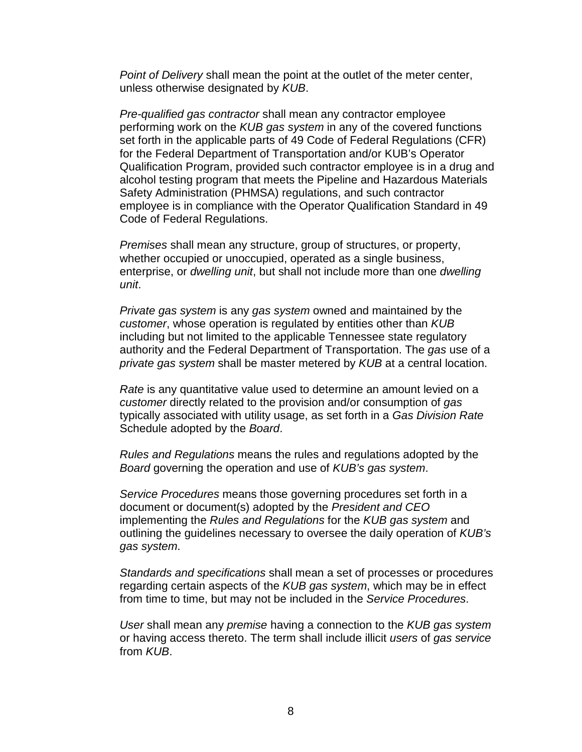*Point of Delivery* shall mean the point at the outlet of the meter center, unless otherwise designated by *KUB*.

*Pre-qualified gas contractor* shall mean any contractor employee performing work on the *KUB gas system* in any of the covered functions set forth in the applicable parts of 49 Code of Federal Regulations (CFR) for the Federal Department of Transportation and/or KUB's Operator Qualification Program, provided such contractor employee is in a drug and alcohol testing program that meets the Pipeline and Hazardous Materials Safety Administration (PHMSA) regulations, and such contractor employee is in compliance with the Operator Qualification Standard in 49 Code of Federal Regulations.

*Premises* shall mean any structure, group of structures, or property, whether occupied or unoccupied, operated as a single business, enterprise, or *dwelling unit*, but shall not include more than one *dwelling unit*.

*Private gas system* is any *gas system* owned and maintained by the *customer*, whose operation is regulated by entities other than *KUB* including but not limited to the applicable Tennessee state regulatory authority and the Federal Department of Transportation. The *gas* use of a *private gas system* shall be master metered by *KUB* at a central location.

*Rate* is any quantitative value used to determine an amount levied on a *customer* directly related to the provision and/or consumption of *gas* typically associated with utility usage, as set forth in a *Gas Division Rate* Schedule adopted by the *Board*.

*Rules and Regulations* means the rules and regulations adopted by the *Board* governing the operation and use of *KUB's gas system*.

*Service Procedures* means those governing procedures set forth in a document or document(s) adopted by the *President and CEO* implementing the *Rules and Regulations* for the *KUB gas system* and outlining the guidelines necessary to oversee the daily operation of *KUB's gas system*.

*Standards and specifications* shall mean a set of processes or procedures regarding certain aspects of the *KUB gas system*, which may be in effect from time to time, but may not be included in the *Service Procedures*.

*User* shall mean any *premise* having a connection to the *KUB gas system* or having access thereto. The term shall include illicit *users* of *gas service* from *KUB*.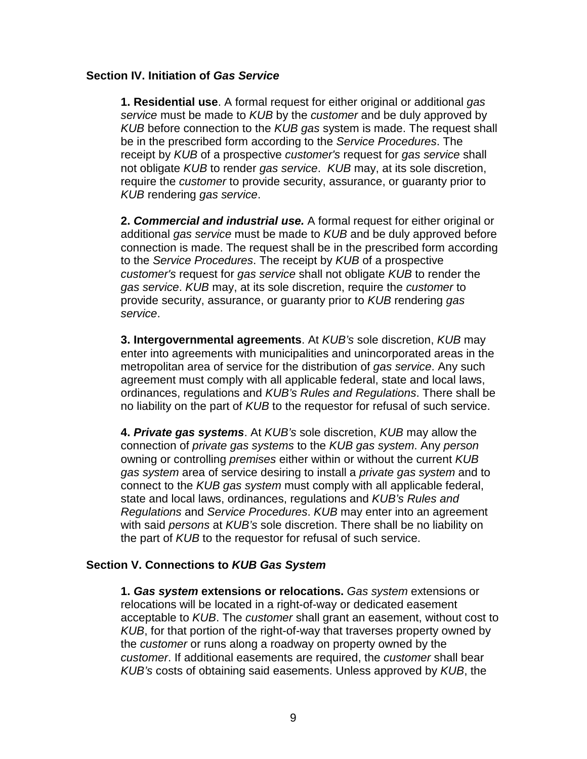## Section IV. Initiation of *Gas Service*

**1. Residential use**. A formal request for either original or additional *gas service* must be made to *KUB* by the *customer* and be duly approved by *KUB* before connection to the *KUB gas* system is made. The request shall be in the prescribed form according to the *Service Procedures*. The receipt by *KUB* of a prospective *customer's* request for *gas service* shall not obligate *KUB* to render *gas service*. *KUB* may, at its sole discretion, require the *customer* to provide security, assurance, or guaranty prior to *KUB* rendering *gas service*.

**2. *Commercial and industrial use.*** A formal request for either original or additional *gas service* must be made to *KUB* and be duly approved before connection is made. The request shall be in the prescribed form according to the *Service Procedures*. The receipt by *KUB* of a prospective *customer's* request for *gas service* shall not obligate *KUB* to render the *gas service*. *KUB* may, at its sole discretion, require the *customer* to provide security, assurance, or guaranty prior to *KUB* rendering *gas service*.

**3. Intergovernmental agreements**. At *KUB's* sole discretion, *KUB* may enter into agreements with municipalities and unincorporated areas in the metropolitan area of service for the distribution of *gas service*. Any such agreement must comply with all applicable federal, state and local laws, ordinances, regulations and *KUB's Rules and Regulations*. There shall be no liability on the part of *KUB* to the requestor for refusal of such service.

**4. *Private gas systems***. At *KUB's* sole discretion, *KUB* may allow the connection of *private gas systems* to the *KUB gas system*. Any *person* owning or controlling *premises* either within or without the current *KUB gas system* area of service desiring to install a *private gas system* and to connect to the *KUB gas system* must comply with all applicable federal, state and local laws, ordinances, regulations and *KUB's Rules and Regulations* and *Service Procedures*. *KUB* may enter into an agreement with said *persons* at *KUB's* sole discretion. There shall be no liability on the part of *KUB* to the requestor for refusal of such service.

## Section V. Connections to *KUB Gas System*

**1. *Gas system* extensions or relocations.** *Gas system* extensions or relocations will be located in a right-of-way or dedicated easement acceptable to *KUB*. The *customer* shall grant an easement, without cost to *KUB*, for that portion of the right-of-way that traverses property owned by the *customer* or runs along a roadway on property owned by the *customer*. If additional easements are required, the *customer* shall bear *KUB's* costs of obtaining said easements. Unless approved by *KUB*, the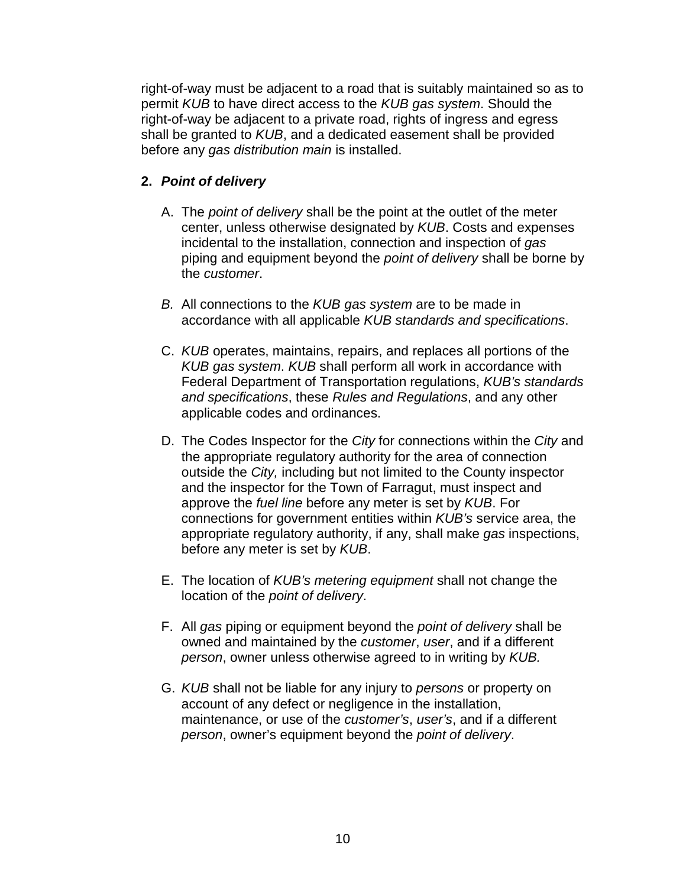right-of-way must be adjacent to a road that is suitably maintained so as to permit *KUB* to have direct access to the *KUB gas system*. Should the right-of-way be adjacent to a private road, rights of ingress and egress shall be granted to *KUB*, and a dedicated easement shall be provided before any *gas distribution main* is installed.

**2. *Point of delivery***

A. The *point of delivery* shall be the point at the outlet of the meter center, unless otherwise designated by *KUB*. Costs and expenses incidental to the installation, connection and inspection of *gas* piping and equipment beyond the *point of delivery* shall be borne by the *customer*.

*B.* All connections to the *KUB gas system* are to be made in accordance with all applicable *KUB standards and specifications*.

C. *KUB* operates, maintains, repairs, and replaces all portions of the *KUB gas system*. *KUB* shall perform all work in accordance with Federal Department of Transportation regulations, *KUB's standards and specifications*, these *Rules and Regulations*, and any other applicable codes and ordinances.

D. The Codes Inspector for the *City* for connections within the *City* and the appropriate regulatory authority for the area of connection outside the *City,* including but not limited to the County inspector and the inspector for the Town of Farragut, must inspect and approve the *fuel line* before any meter is set by *KUB*. For connections for government entities within *KUB's* service area, the appropriate regulatory authority, if any, shall make *gas* inspections, before any meter is set by *KUB*.

E. The location of *KUB's metering equipment* shall not change the location of the *point of delivery*.

F. All *gas* piping or equipment beyond the *point of delivery* shall be owned and maintained by the *customer*, *user*, and if a different *person*, owner unless otherwise agreed to in writing by *KUB.*

G. *KUB* shall not be liable for any injury to *persons* or property on account of any defect or negligence in the installation, maintenance, or use of the *customer's*, *user's*, and if a different *person*, owner's equipment beyond the *point of delivery*.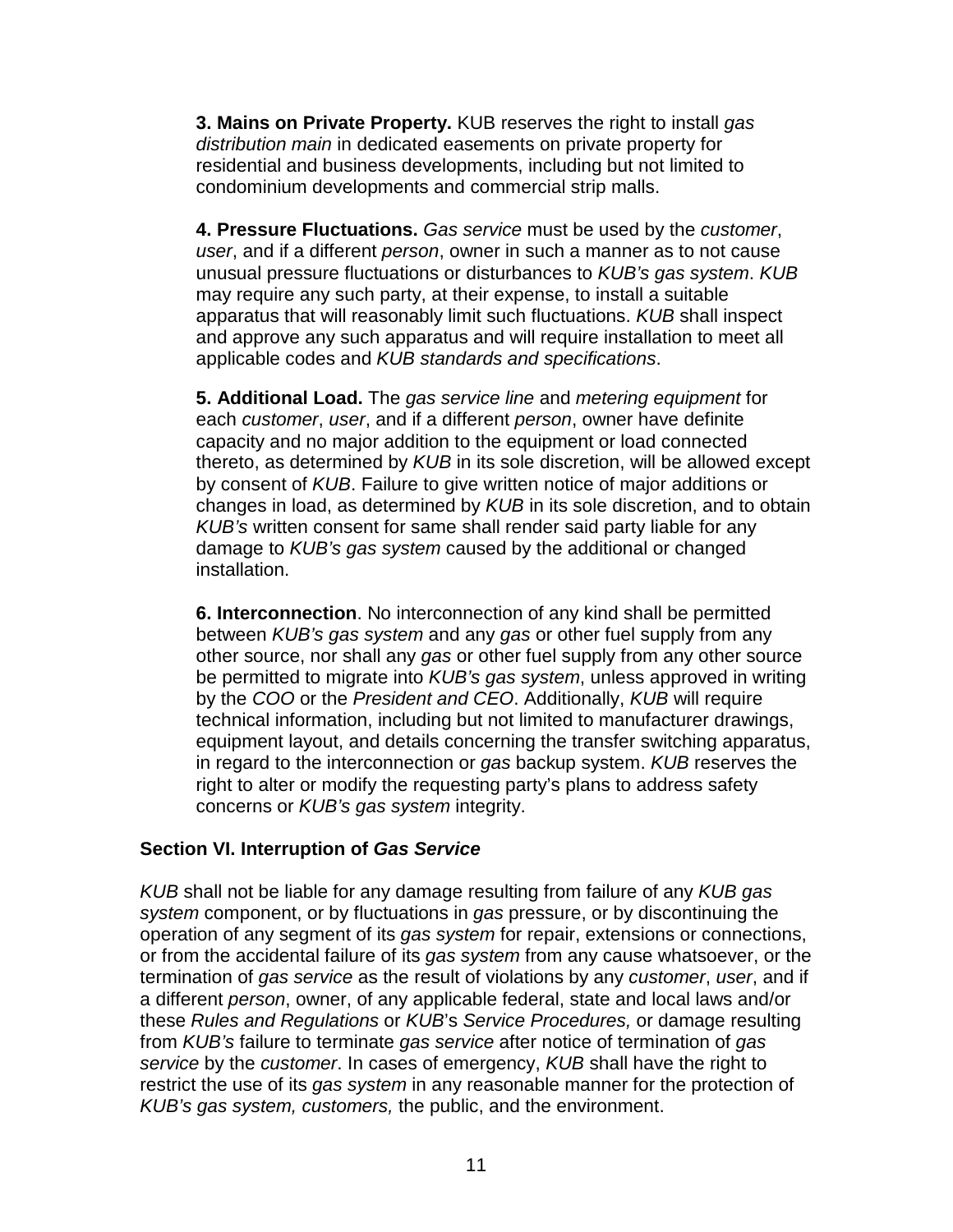**3. Mains on Private Property.** KUB reserves the right to install *gas distribution main* in dedicated easements on private property for residential and business developments, including but not limited to condominium developments and commercial strip malls.

**4. Pressure Fluctuations.** *Gas service* must be used by the *customer*, *user*, and if a different *person*, owner in such a manner as to not cause unusual pressure fluctuations or disturbances to *KUB's gas system*. *KUB* may require any such party, at their expense, to install a suitable apparatus that will reasonably limit such fluctuations. *KUB* shall inspect and approve any such apparatus and will require installation to meet all applicable codes and *KUB standards and specifications*.

**5. Additional Load.** The *gas service line* and *metering equipment* for each *customer*, *user*, and if a different *person*, owner have definite capacity and no major addition to the equipment or load connected thereto, as determined by *KUB* in its sole discretion, will be allowed except by consent of *KUB*. Failure to give written notice of major additions or changes in load, as determined by *KUB* in its sole discretion, and to obtain *KUB's* written consent for same shall render said party liable for any damage to *KUB's gas system* caused by the additional or changed installation.

**6. Interconnection**. No interconnection of any kind shall be permitted between *KUB's gas system* and any *gas* or other fuel supply from any other source, nor shall any *gas* or other fuel supply from any other source be permitted to migrate into *KUB's gas system*, unless approved in writing by the *COO* or the *President and CEO*. Additionally, *KUB* will require technical information, including but not limited to manufacturer drawings, equipment layout, and details concerning the transfer switching apparatus, in regard to the interconnection or *gas* backup system. *KUB* reserves the right to alter or modify the requesting party's plans to address safety concerns or *KUB's gas system* integrity.

### Section VI. Interruption of *Gas Service*

*KUB* shall not be liable for any damage resulting from failure of any *KUB gas system* component, or by fluctuations in *gas* pressure, or by discontinuing the operation of any segment of its *gas system* for repair, extensions or connections, or from the accidental failure of its *gas system* from any cause whatsoever, or the termination of *gas service* as the result of violations by any *customer*, *user*, and if a different *person*, owner, of any applicable federal, state and local laws and/or these *Rules and Regulations* or *KUB*'s *Service Procedures,* or damage resulting from *KUB's* failure to terminate *gas service* after notice of termination of *gas service* by the *customer*. In cases of emergency, *KUB* shall have the right to restrict the use of its *gas system* in any reasonable manner for the protection of *KUB's gas system, customers,* the public, and the environment.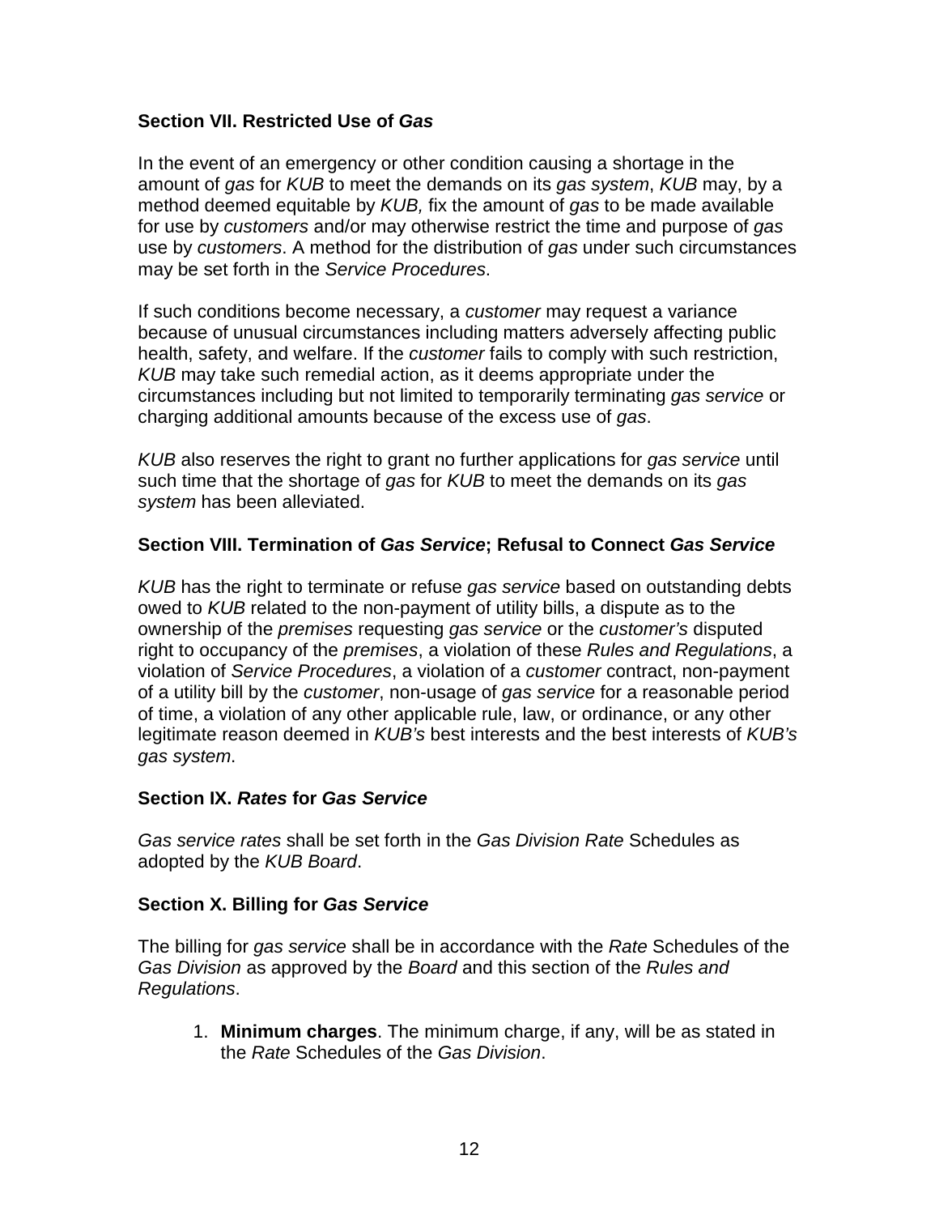### Section VII. Restricted Use of *Gas*

In the event of an emergency or other condition causing a shortage in the amount of *gas* for *KUB* to meet the demands on its *gas system*, *KUB* may, by a method deemed equitable by *KUB,* fix the amount of *gas* to be made available for use by *customers* and/or may otherwise restrict the time and purpose of *gas* use by *customers*. A method for the distribution of *gas* under such circumstances may be set forth in the *Service Procedures*.

If such conditions become necessary, a *customer* may request a variance because of unusual circumstances including matters adversely affecting public health, safety, and welfare. If the *customer* fails to comply with such restriction, *KUB* may take such remedial action, as it deems appropriate under the circumstances including but not limited to temporarily terminating *gas service* or charging additional amounts because of the excess use of *gas*.

*KUB* also reserves the right to grant no further applications for *gas service* until such time that the shortage of *gas* for *KUB* to meet the demands on its *gas system* has been alleviated.

### Section VIII. Termination of *Gas Service*; Refusal to Connect *Gas Service*

*KUB* has the right to terminate or refuse *gas service* based on outstanding debts owed to *KUB* related to the non-payment of utility bills, a dispute as to the ownership of the *premises* requesting *gas service* or the *customer's* disputed right to occupancy of the *premises*, a violation of these *Rules and Regulations*, a violation of *Service Procedures*, a violation of a *customer* contract, non-payment of a utility bill by the *customer*, non-usage of *gas service* for a reasonable period of time, a violation of any other applicable rule, law, or ordinance, or any other legitimate reason deemed in *KUB's* best interests and the best interests of *KUB's gas system*.

### Section IX. *Rates* for *Gas Service*

*Gas service rates* shall be set forth in the *Gas Division Rate* Schedules as adopted by the *KUB Board*.

### Section X. Billing for *Gas Service*

The billing for *gas service* shall be in accordance with the *Rate* Schedules of the *Gas Division* as approved by the *Board* and this section of the *Rules and Regulations*.

1. **Minimum charges**. The minimum charge, if any, will be as stated in the *Rate* Schedules of the *Gas Division*.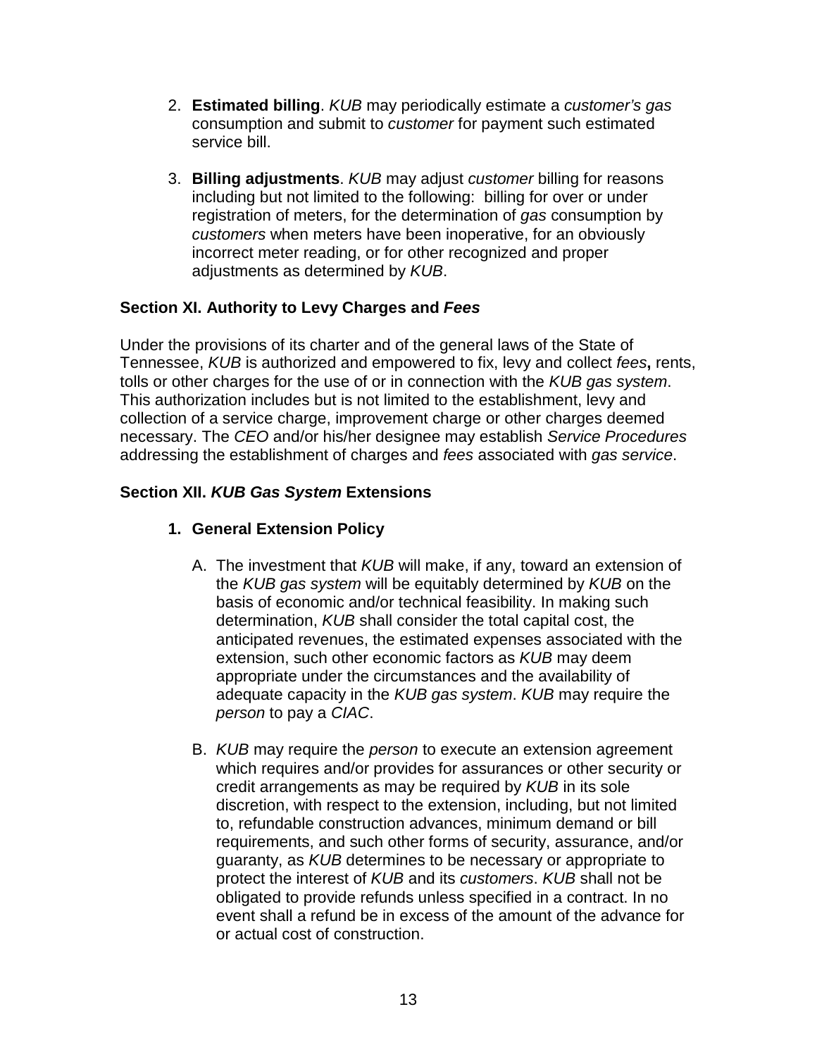2. **Estimated billing**. *KUB* may periodically estimate a *customer's gas* consumption and submit to *customer* for payment such estimated service bill.

3. **Billing adjustments**. *KUB* may adjust *customer* billing for reasons including but not limited to the following: billing for over or under registration of meters, for the determination of *gas* consumption by *customers* when meters have been inoperative, for an obviously incorrect meter reading, or for other recognized and proper adjustments as determined by *KUB*.

### Section XI. Authority to Levy Charges and *Fees*

Under the provisions of its charter and of the general laws of the State of Tennessee, *KUB* is authorized and empowered to fix, levy and collect *fees***,** rents, tolls or other charges for the use of or in connection with the *KUB gas system*. This authorization includes but is not limited to the establishment, levy and collection of a service charge, improvement charge or other charges deemed necessary. The *CEO* and/or his/her designee may establish *Service Procedures* addressing the establishment of charges and *fees* associated with *gas service*.

### Section XII. *KUB Gas System* Extensions

#### 1. General Extension Policy

A. The investment that *KUB* will make, if any, toward an extension of the *KUB gas system* will be equitably determined by *KUB* on the basis of economic and/or technical feasibility. In making such determination, *KUB* shall consider the total capital cost, the anticipated revenues, the estimated expenses associated with the extension, such other economic factors as *KUB* may deem appropriate under the circumstances and the availability of adequate capacity in the *KUB gas system*. *KUB* may require the *person* to pay a *CIAC*.

B. *KUB* may require the *person* to execute an extension agreement which requires and/or provides for assurances or other security or credit arrangements as may be required by *KUB* in its sole discretion, with respect to the extension, including, but not limited to, refundable construction advances, minimum demand or bill requirements, and such other forms of security, assurance, and/or guaranty, as *KUB* determines to be necessary or appropriate to protect the interest of *KUB* and its *customers*. *KUB* shall not be obligated to provide refunds unless specified in a contract. In no event shall a refund be in excess of the amount of the advance for or actual cost of construction.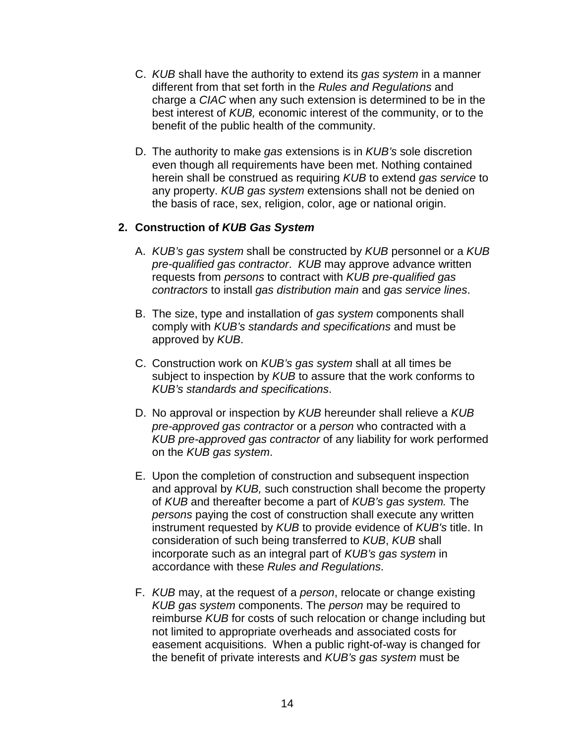C. *KUB* shall have the authority to extend its *gas system* in a manner different from that set forth in the *Rules and Regulations* and charge a *CIAC* when any such extension is determined to be in the best interest of *KUB,* economic interest of the community, or to the benefit of the public health of the community.

D. The authority to make *gas* extensions is in *KUB's* sole discretion even though all requirements have been met. Nothing contained herein shall be construed as requiring *KUB* to extend *gas service* to any property. *KUB gas system* extensions shall not be denied on the basis of race, sex, religion, color, age or national origin.

## 2. Construction of *KUB Gas System*

A. *KUB's gas system* shall be constructed by *KUB* personnel or a *KUB pre-qualified gas contractor*. *KUB* may approve advance written requests from *persons* to contract with *KUB pre-qualified gas contractors* to install *gas distribution main* and *gas service lines*.

B. The size, type and installation of *gas system* components shall comply with *KUB's standards and specifications* and must be approved by *KUB*.

C. Construction work on *KUB's gas system* shall at all times be subject to inspection by *KUB* to assure that the work conforms to *KUB's standards and specifications*.

D. No approval or inspection by *KUB* hereunder shall relieve a *KUB pre-approved gas contractor* or a *person* who contracted with a *KUB pre-approved gas contractor* of any liability for work performed on the *KUB gas system*.

E. Upon the completion of construction and subsequent inspection and approval by *KUB,* such construction shall become the property of *KUB* and thereafter become a part of *KUB's gas system.* The *persons* paying the cost of construction shall execute any written instrument requested by *KUB* to provide evidence of *KUB's* title. In consideration of such being transferred to *KUB*, *KUB* shall incorporate such as an integral part of *KUB's gas system* in accordance with these *Rules and Regulations*.

F. *KUB* may, at the request of a *person*, relocate or change existing *KUB gas system* components. The *person* may be required to reimburse *KUB* for costs of such relocation or change including but not limited to appropriate overheads and associated costs for easement acquisitions. When a public right-of-way is changed for the benefit of private interests and *KUB's gas system* must be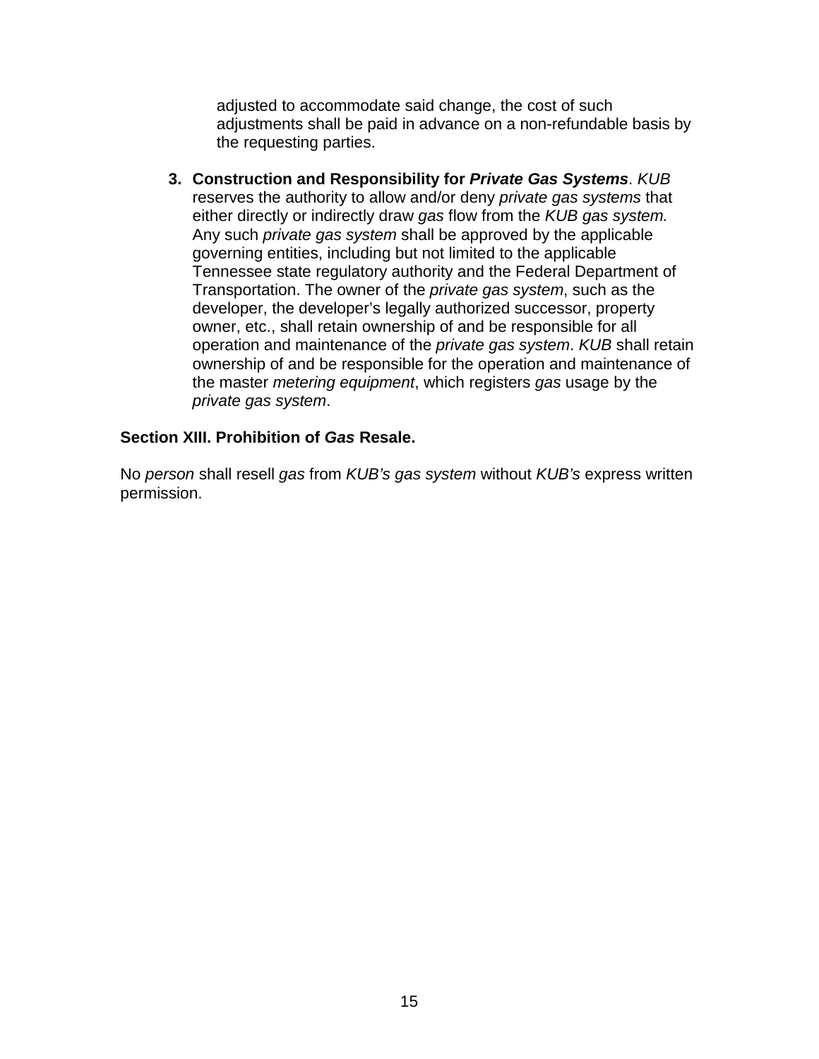adjusted to accommodate said change, the cost of such adjustments shall be paid in advance on a non-refundable basis by the requesting parties.

3. **Construction and Responsibility for *Private Gas Systems***. *KUB* reserves the authority to allow and/or deny *private gas systems* that either directly or indirectly draw *gas* flow from the *KUB gas system.* Any such *private gas system* shall be approved by the applicable governing entities, including but not limited to the applicable Tennessee state regulatory authority and the Federal Department of Transportation. The owner of the *private gas system*, such as the developer, the developer's legally authorized successor, property owner, etc., shall retain ownership of and be responsible for all operation and maintenance of the *private gas system*. *KUB* shall retain ownership of and be responsible for the operation and maintenance of the master *metering equipment*, which registers *gas* usage by the *private gas system*.

## Section XIII. Prohibition of *Gas* Resale.

No *person* shall resell *gas* from *KUB's gas system* without *KUB's* express written permission.